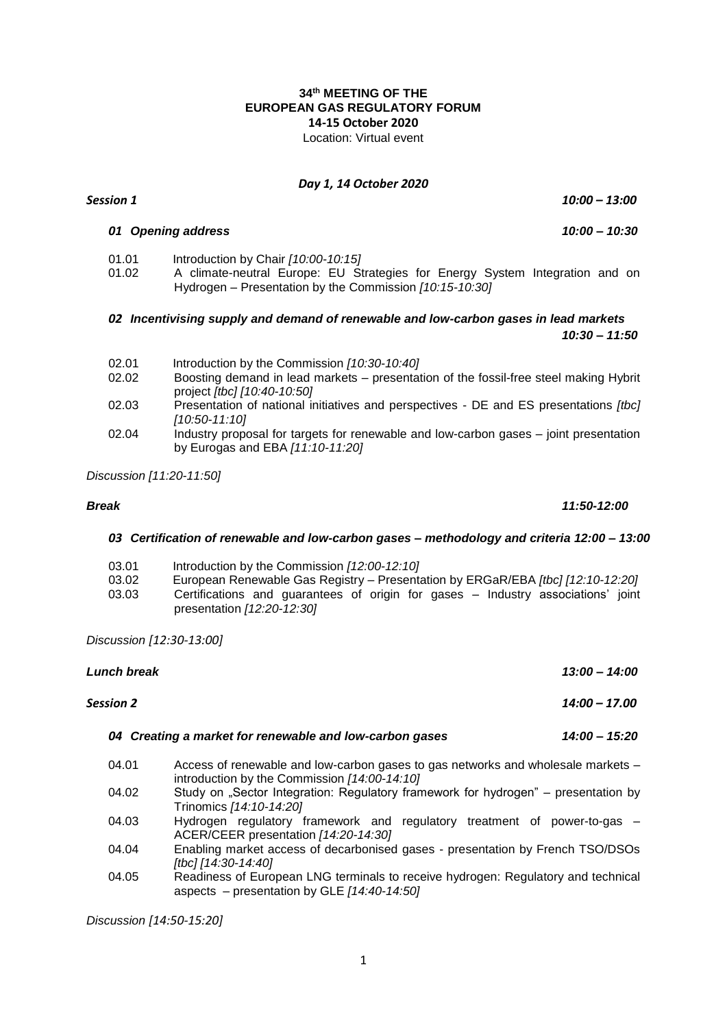**34th MEETING OF THE**
**EUROPEAN GAS REGULATORY FORUM**
**14-15 October 2020**
Location: Virtual event

***Day 1, 14 October 2020***

***Session 1*** ***10:00 – 13:00***

***01 Opening address*** ***10:00 – 10:30***

01.01 Introduction by Chair *[10:00-10:15]*
01.02 A climate-neutral Europe: EU Strategies for Energy System Integration and on Hydrogen – Presentation by the Commission *[10:15-10:30]*

***02 Incentivising supply and demand of renewable and low-carbon gases in lead markets*** ***10:30 – 11:50***

02.01 Introduction by the Commission *[10:30-10:40]*
02.02 Boosting demand in lead markets – presentation of the fossil-free steel making Hybrit project *[tbc] [10:40-10:50]*
02.03 Presentation of national initiatives and perspectives - DE and ES presentations *[tbc] [10:50-11:10]*
02.04 Industry proposal for targets for renewable and low-carbon gases – joint presentation by Eurogas and EBA *[11:10-11:20]*

*Discussion [11:20-11:50]*

***Break*** ***11:50-12:00***

***03 Certification of renewable and low-carbon gases – methodology and criteria 12:00 – 13:00***

03.01 Introduction by the Commission *[12:00-12:10]*
03.02 European Renewable Gas Registry – Presentation by ERGaR/EBA *[tbc] [12:10-12:20]*
03.03 Certifications and guarantees of origin for gases – Industry associations' joint presentation *[12:20-12:30]*

*Discussion [12:30-13:00]*

***Lunch break*** ***13:00 – 14:00***

***Session 2*** ***14:00 – 17.00***

***04 Creating a market for renewable and low-carbon gases*** ***14:00 – 15:20***

04.01 Access of renewable and low-carbon gases to gas networks and wholesale markets – introduction by the Commission *[14:00-14:10]*
04.02 Study on „Sector Integration: Regulatory framework for hydrogen" – presentation by Trinomics *[14:10-14:20]*
04.03 Hydrogen regulatory framework and regulatory treatment of power-to-gas – ACER/CEER presentation *[14:20-14:30]*
04.04 Enabling market access of decarbonised gases - presentation by French TSO/DSOs *[tbc] [14:30-14:40]*
04.05 Readiness of European LNG terminals to receive hydrogen: Regulatory and technical aspects – presentation by GLE *[14:40-14:50]*

*Discussion [14:50-15:20]*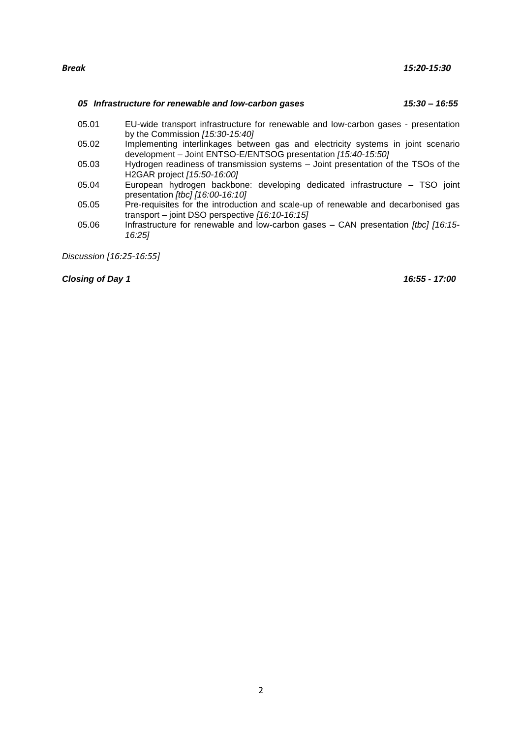***Break*** ***15:20-15:30***

### *05 Infrastructure for renewable and low-carbon gases* *15:30 – 16:55*

05.01 EU-wide transport infrastructure for renewable and low-carbon gases - presentation by the Commission *[15:30-15:40]*

05.02 Implementing interlinkages between gas and electricity systems in joint scenario development – Joint ENTSO-E/ENTSOG presentation *[15:40-15:50]*

05.03 Hydrogen readiness of transmission systems – Joint presentation of the TSOs of the H2GAR project *[15:50-16:00]*

05.04 European hydrogen backbone: developing dedicated infrastructure – TSO joint presentation *[tbc] [16:00-16:10]*

05.05 Pre-requisites for the introduction and scale-up of renewable and decarbonised gas transport – joint DSO perspective *[16:10-16:15]*

05.06 Infrastructure for renewable and low-carbon gases – CAN presentation *[tbc] [16:15-16:25]*

*Discussion [16:25-16:55]*

***Closing of Day 1*** ***16:55 - 17:00***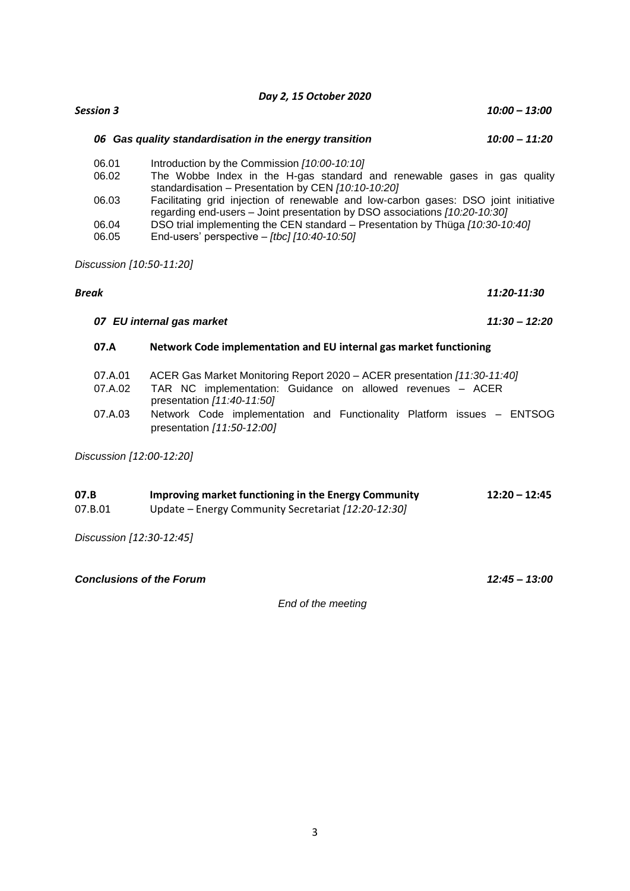*Day 2, 15 October 2020*

***Session 3*** ***10:00 – 13:00***

***06 Gas quality standardisation in the energy transition*** ***10:00 – 11:20***

| | |
|---|---|
| 06.01 | Introduction by the Commission *[10:00-10:10]* |
| 06.02 | The Wobbe Index in the H-gas standard and renewable gases in gas quality standardisation – Presentation by CEN *[10:10-10:20]* |
| 06.03 | Facilitating grid injection of renewable and low-carbon gases: DSO joint initiative regarding end-users – Joint presentation by DSO associations *[10:20-10:30]* |
| 06.04 | DSO trial implementing the CEN standard – Presentation by Thüga *[10:30-10:40]* |
| 06.05 | End-users' perspective – *[tbc] [10:40-10:50]* |

*Discussion [10:50-11:20]*

***Break*** ***11:20-11:30***

***07 EU internal gas market*** ***11:30 – 12:20***

**07.A Network Code implementation and EU internal gas market functioning**

| | |
|---|---|
| 07.A.01 | ACER Gas Market Monitoring Report 2020 – ACER presentation *[11:30-11:40]* |
| 07.A.02 | TAR NC implementation: Guidance on allowed revenues – ACER presentation *[11:40-11:50]* |
| 07.A.03 | Network Code implementation and Functionality Platform issues – ENTSOG presentation *[11:50-12:00]* |

*Discussion [12:00-12:20]*

**07.B Improving market functioning in the Energy Community** **12:20 – 12:45**

07.B.01 Update – Energy Community Secretariat *[12:20-12:30]*

*Discussion [12:30-12:45]*

***Conclusions of the Forum*** ***12:45 – 13:00***

*End of the meeting*